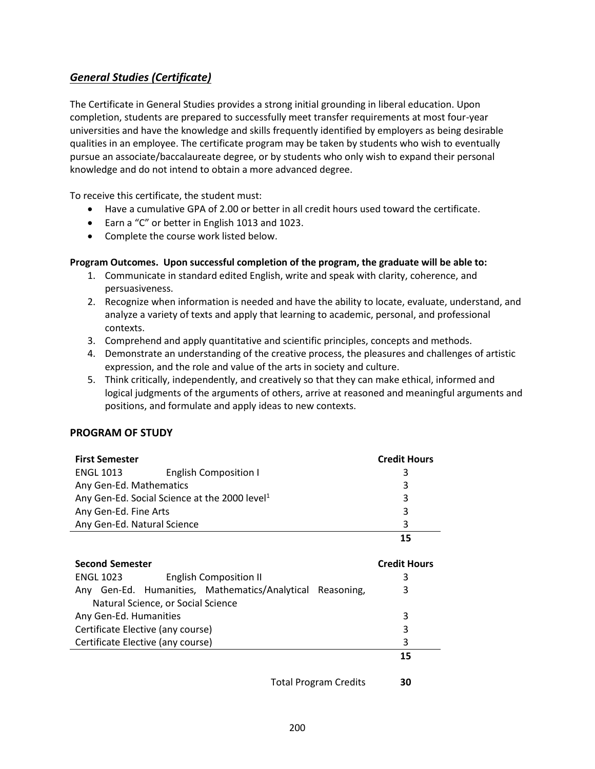## ***General Studies (Certificate)***

The Certificate in General Studies provides a strong initial grounding in liberal education. Upon completion, students are prepared to successfully meet transfer requirements at most four-year universities and have the knowledge and skills frequently identified by employers as being desirable qualities in an employee. The certificate program may be taken by students who wish to eventually pursue an associate/baccalaureate degree, or by students who only wish to expand their personal knowledge and do not intend to obtain a more advanced degree.

To receive this certificate, the student must:

- Have a cumulative GPA of 2.00 or better in all credit hours used toward the certificate.
- Earn a "C" or better in English 1013 and 1023.
- Complete the course work listed below.

**Program Outcomes. Upon successful completion of the program, the graduate will be able to:**

1. Communicate in standard edited English, write and speak with clarity, coherence, and persuasiveness.
2. Recognize when information is needed and have the ability to locate, evaluate, understand, and analyze a variety of texts and apply that learning to academic, personal, and professional contexts.
3. Comprehend and apply quantitative and scientific principles, concepts and methods.
4. Demonstrate an understanding of the creative process, the pleasures and challenges of artistic expression, and the role and value of the arts in society and culture.
5. Think critically, independently, and creatively so that they can make ethical, informed and logical judgments of the arguments of others, arrive at reasoned and meaningful arguments and positions, and formulate and apply ideas to new contexts.

### PROGRAM OF STUDY

| **First Semester** | | **Credit Hours** |
|---|---|---|
| ENGL 1013 | English Composition I | 3 |
| Any Gen-Ed. Mathematics | | 3 |
| Any Gen-Ed. Social Science at the 2000 level[1] | | 3 |
| Any Gen-Ed. Fine Arts | | 3 |
| Any Gen-Ed. Natural Science | | 3 |
| | | **15** |

| **Second Semester** | | **Credit Hours** |
|---|---|---|
| ENGL 1023 | English Composition II | 3 |
| Any Gen-Ed. Humanities, Mathematics/Analytical Reasoning, Natural Science, or Social Science | | 3 |
| Any Gen-Ed. Humanities | | 3 |
| Certificate Elective (any course) | | 3 |
| Certificate Elective (any course) | | 3 |
| | | **15** |

Total Program Credits **30**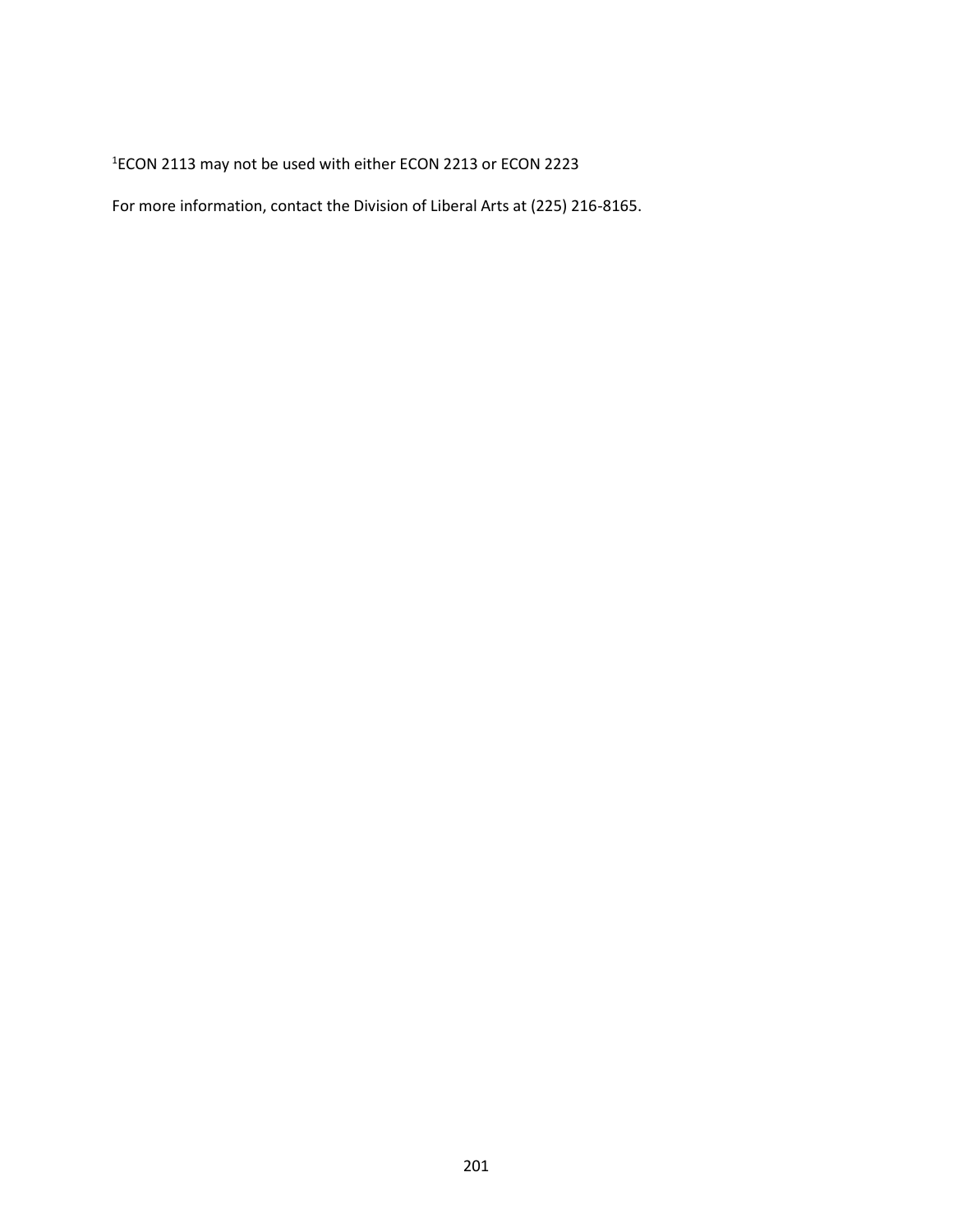[1]ECON 2113 may not be used with either ECON 2213 or ECON 2223

For more information, contact the Division of Liberal Arts at (225) 216-8165.